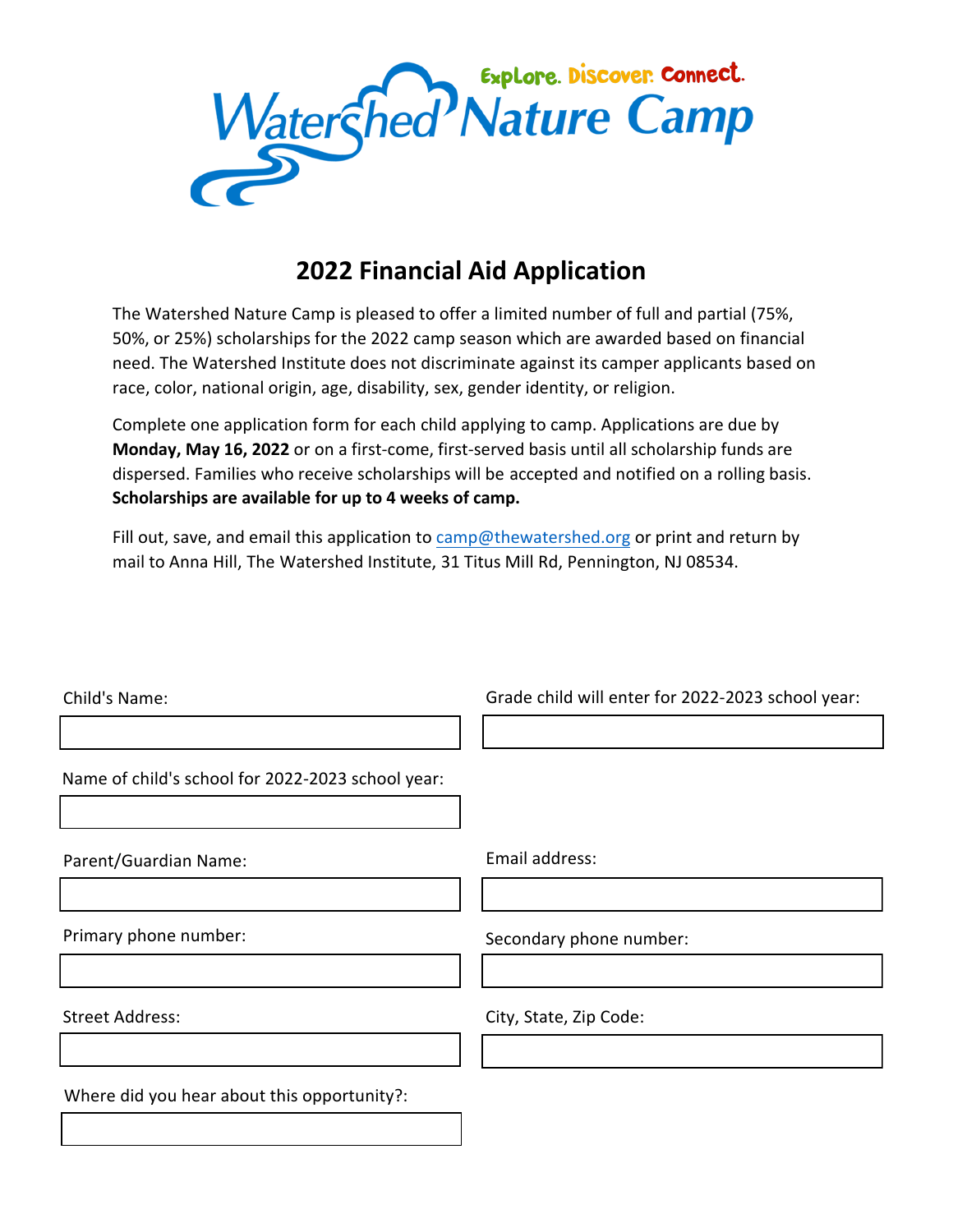Watershed Nature Camp

Explore. Discover. Connect.

# 2022 Financial Aid Application

The Watershed Nature Camp is pleased to offer a limited number of full and partial (75%, 50%, or 25%) scholarships for the 2022 camp season which are awarded based on financial need. The Watershed Institute does not discriminate against its camper applicants based on race, color, national origin, age, disability, sex, gender identity, or religion.

Complete one application form for each child applying to camp. Applications are due by **Monday, May 16, 2022** or on a first-come, first-served basis until all scholarship funds are dispersed. Families who receive scholarships will be accepted and notified on a rolling basis. **Scholarships are available for up to 4 weeks of camp.**

Fill out, save, and email this application to camp@thewatershed.org or print and return by mail to Anna Hill, The Watershed Institute, 31 Titus Mill Rd, Pennington, NJ 08534.

Child's Name:

Grade child will enter for 2022-2023 school year:

Name of child's school for 2022-2023 school year:

Parent/Guardian Name:

Email address:

Primary phone number:

Secondary phone number:

Street Address:

City, State, Zip Code:

Where did you hear about this opportunity?: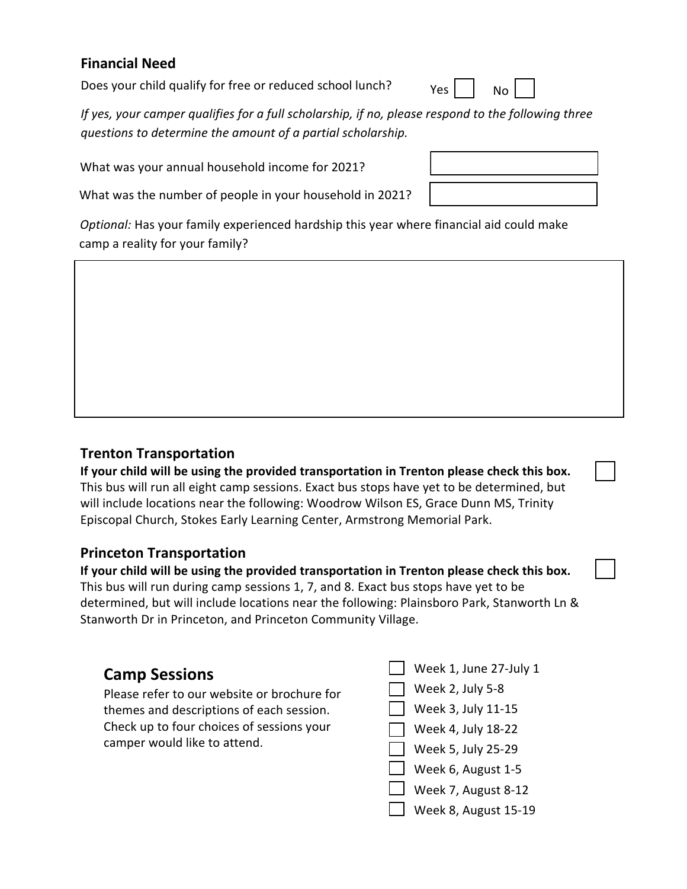## Financial Need

Does your child qualify for free or reduced school lunch? Yes ☐ No ☐

*If yes, your camper qualifies for a full scholarship, if no, please respond to the following three questions to determine the amount of a partial scholarship.*

What was your annual household income for 2021? ____________________

What was the number of people in your household in 2021? ____________________

*Optional:* Has your family experienced hardship this year where financial aid could make camp a reality for your family?

____________________

## Trenton Transportation

**If your child will be using the provided transportation in Trenton please check this box.** ☐

This bus will run all eight camp sessions. Exact bus stops have yet to be determined, but will include locations near the following: Woodrow Wilson ES, Grace Dunn MS, Trinity Episcopal Church, Stokes Early Learning Center, Armstrong Memorial Park.

## Princeton Transportation

**If your child will be using the provided transportation in Trenton please check this box.** ☐

This bus will run during camp sessions 1, 7, and 8. Exact bus stops have yet to be determined, but will include locations near the following: Plainsboro Park, Stanworth Ln & Stanworth Dr in Princeton, and Princeton Community Village.

## Camp Sessions

Please refer to our website or brochure for themes and descriptions of each session. Check up to four choices of sessions your camper would like to attend.

- ☐ Week 1, June 27-July 1
- ☐ Week 2, July 5-8
- ☐ Week 3, July 11-15
- ☐ Week 4, July 18-22
- ☐ Week 5, July 25-29
- ☐ Week 6, August 1-5
- ☐ Week 7, August 8-12
- ☐ Week 8, August 15-19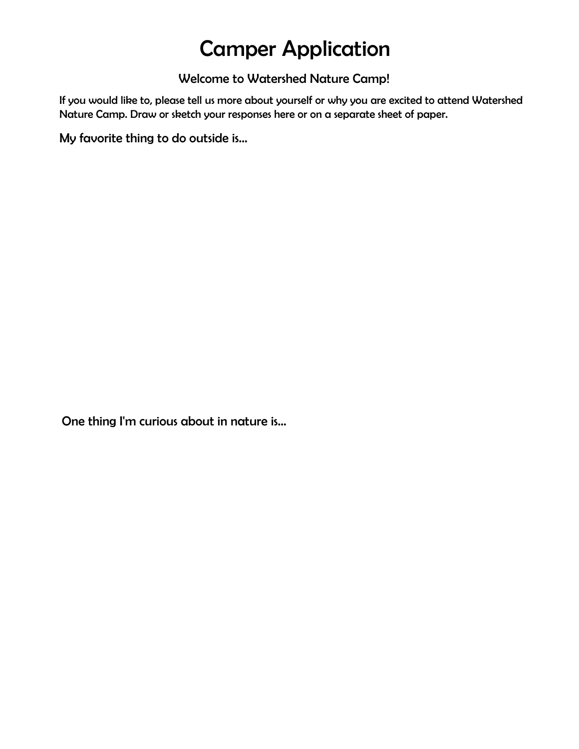# Camper Application

## Welcome to Watershed Nature Camp!

If you would like to, please tell us more about yourself or why you are excited to attend Watershed Nature Camp. Draw or sketch your responses here or on a separate sheet of paper.

### My favorite thing to do outside is...

### One thing I'm curious about in nature is...